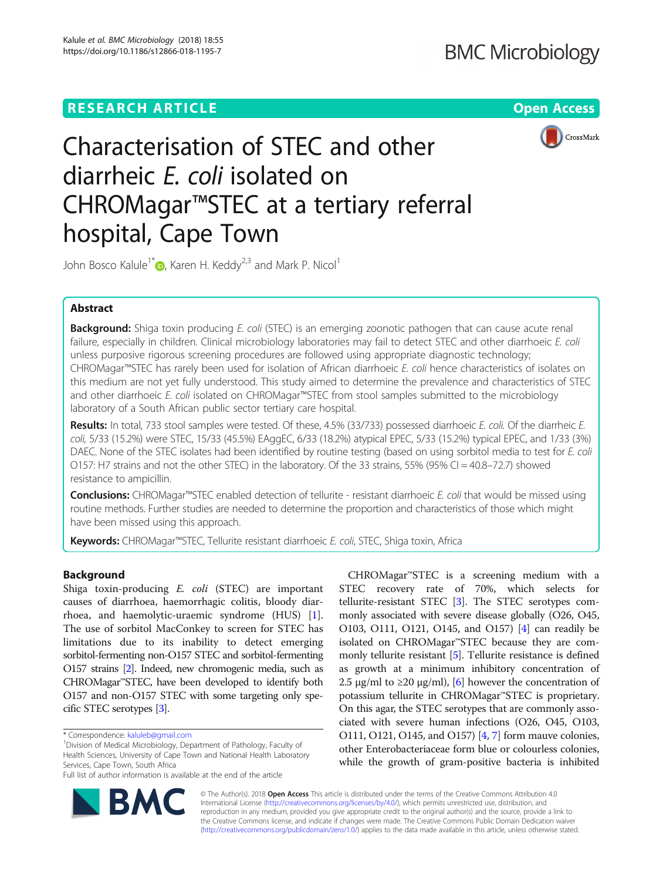# Characterisation of STEC and other diarrheic *E. coli* isolated on CHROMagar™STEC at a tertiary referral hospital, Cape Town

John Bosco Kalule[1*], Karen H. Keddy[2,3] and Mark P. Nicol[1]

## Abstract

**Background:** Shiga toxin producing *E. coli* (STEC) is an emerging zoonotic pathogen that can cause acute renal failure, especially in children. Clinical microbiology laboratories may fail to detect STEC and other diarrhoeic *E. coli* unless purposive rigorous screening procedures are followed using appropriate diagnostic technology; CHROMagar™STEC has rarely been used for isolation of African diarrhoeic *E. coli* hence characteristics of isolates on this medium are not yet fully understood. This study aimed to determine the prevalence and characteristics of STEC and other diarrhoeic *E. coli* isolated on CHROMagar™STEC from stool samples submitted to the microbiology laboratory of a South African public sector tertiary care hospital.

**Results:** In total, 733 stool samples were tested. Of these, 4.5% (33/733) possessed diarrheic *E. coli*. Of the diarrheic *E. coli*, 5/33 (15.2%) were STEC, 15/33 (45.5%) EAggEC, 6/33 (18.2%) atypical EPEC, 5/33 (15.2%) typical EPEC, and 1/33 (3%) DAEC. None of the STEC isolates had been identified by routine testing (based on using sorbitol media to test for *E. coli* O157: H7 strains and not the other STEC) in the laboratory. Of the 33 strains, 55% (95% CI = 40.8–72.7) showed resistance to ampicillin.

**Conclusions:** CHROMagar™STEC enabled detection of tellurite - resistant diarrhoeic *E. coli* that would be missed using routine methods. Further studies are needed to determine the proportion and characteristics of those which might have been missed using this approach.

**Keywords:** CHROMagar™STEC, Tellurite resistant diarrhoeic *E. coli*, STEC, Shiga toxin, Africa

## Background

Shiga toxin-producing *E. coli* (STEC) are important causes of diarrhoea, haemorrhagic colitis, bloody diarrhoea, and haemolytic-uraemic syndrome (HUS) [1]. The use of sorbitol MacConkey to screen for STEC has limitations due to its inability to detect emerging sorbitol-fermenting non-O157 STEC and sorbitol-fermenting O157 strains [2]. Indeed, new chromogenic media, such as CHROMagar™STEC, have been developed to identify both O157 and non-O157 STEC with some targeting only specific STEC serotypes [3].

CHROMagar™STEC is a screening medium with a STEC recovery rate of 70%, which selects for tellurite-resistant STEC [3]. The STEC serotypes commonly associated with severe disease globally (O26, O45, O103, O111, O121, O145, and O157) [4] can readily be isolated on CHROMagar™STEC because they are commonly tellurite resistant [5]. Tellurite resistance is defined as growth at a minimum inhibitory concentration of 2.5 μg/ml to ≥20 μg/ml), [6] however the concentration of potassium tellurite in CHROMagar™STEC is proprietary. On this agar, the STEC serotypes that are commonly associated with severe human infections (O26, O45, O103, O111, O121, O145, and O157) [4, 7] form mauve colonies, other Enterobacteriaceae form blue or colourless colonies, while the growth of gram-positive bacteria is inhibited

\* Correspondence: kaluleb@gmail.com

[1]Division of Medical Microbiology, Department of Pathology, Faculty of Health Sciences, University of Cape Town and National Health Laboratory Services, Cape Town, South Africa

Full list of author information is available at the end of the article

© The Author(s). 2018 **Open Access** This article is distributed under the terms of the Creative Commons Attribution 4.0 International License (http://creativecommons.org/licenses/by/4.0/), which permits unrestricted use, distribution, and reproduction in any medium, provided you give appropriate credit to the original author(s) and the source, provide a link to the Creative Commons license, and indicate if changes were made. The Creative Commons Public Domain Dedication waiver (http://creativecommons.org/publicdomain/zero/1.0/) applies to the data made available in this article, unless otherwise stated.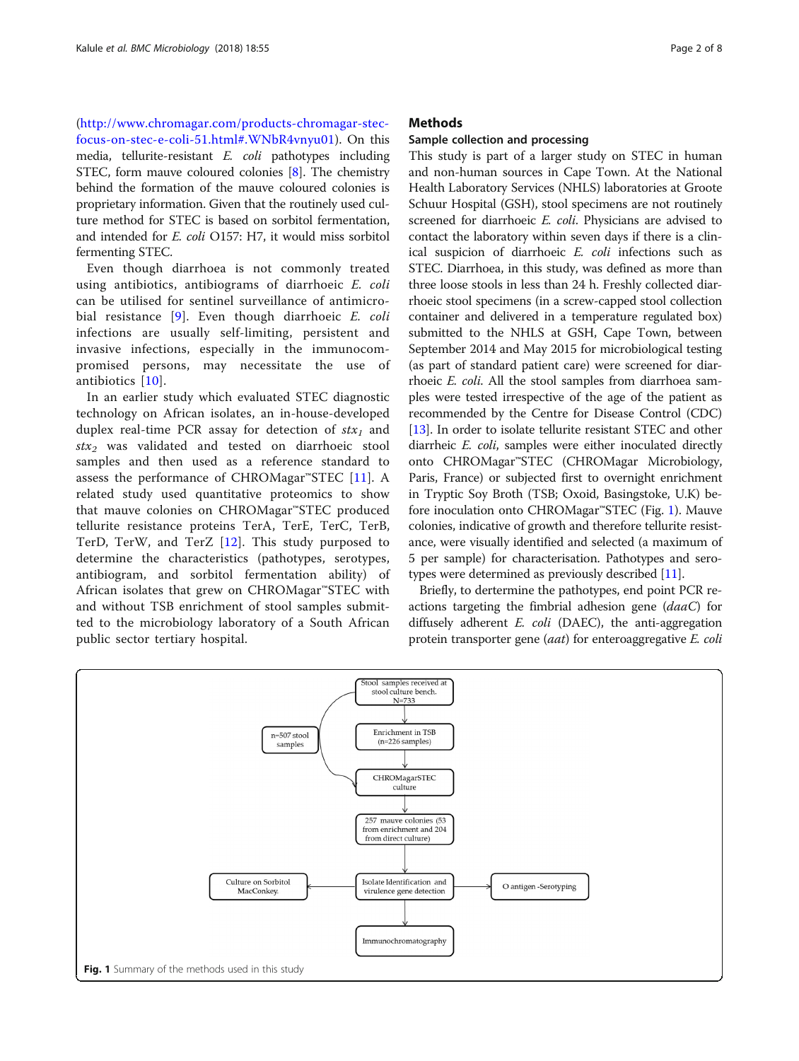(http://www.chromagar.com/products-chromagar-stec-focus-on-stec-e-coli-51.html#.WNbR4vnyu01). On this media, tellurite-resistant *E. coli* pathotypes including STEC, form mauve coloured colonies [8]. The chemistry behind the formation of the mauve coloured colonies is proprietary information. Given that the routinely used culture method for STEC is based on sorbitol fermentation, and intended for *E. coli* O157: H7, it would miss sorbitol fermenting STEC.

Even though diarrhoea is not commonly treated using antibiotics, antibiograms of diarrhoeic *E. coli* can be utilised for sentinel surveillance of antimicrobial resistance [9]. Even though diarrhoeic *E. coli* infections are usually self-limiting, persistent and invasive infections, especially in the immunocompromised persons, may necessitate the use of antibiotics [10].

In an earlier study which evaluated STEC diagnostic technology on African isolates, an in-house-developed duplex real-time PCR assay for detection of $stx_1$ and $stx_2$ was validated and tested on diarrhoeic stool samples and then used as a reference standard to assess the performance of CHROMagar™STEC [11]. A related study used quantitative proteomics to show that mauve colonies on CHROMagar™STEC produced tellurite resistance proteins TerA, TerE, TerC, TerB, TerD, TerW, and TerZ [12]. This study purposed to determine the characteristics (pathotypes, serotypes, antibiogram, and sorbitol fermentation ability) of African isolates that grew on CHROMagar™STEC with and without TSB enrichment of stool samples submitted to the microbiology laboratory of a South African public sector tertiary hospital.

## Methods

### Sample collection and processing

This study is part of a larger study on STEC in human and non-human sources in Cape Town. At the National Health Laboratory Services (NHLS) laboratories at Groote Schuur Hospital (GSH), stool specimens are not routinely screened for diarrhoeic *E. coli*. Physicians are advised to contact the laboratory within seven days if there is a clinical suspicion of diarrhoeic *E. coli* infections such as STEC. Diarrhoea, in this study, was defined as more than three loose stools in less than 24 h. Freshly collected diarrhoeic stool specimens (in a screw-capped stool collection container and delivered in a temperature regulated box) submitted to the NHLS at GSH, Cape Town, between September 2014 and May 2015 for microbiological testing (as part of standard patient care) were screened for diarrhoeic *E. coli*. All the stool samples from diarrhoea samples were tested irrespective of the age of the patient as recommended by the Centre for Disease Control (CDC) [13]. In order to isolate tellurite resistant STEC and other diarrheic *E. coli*, samples were either inoculated directly onto CHROMagar™STEC (CHROMagar Microbiology, Paris, France) or subjected first to overnight enrichment in Tryptic Soy Broth (TSB; Oxoid, Basingstoke, U.K) before inoculation onto CHROMagar™STEC (Fig. 1). Mauve colonies, indicative of growth and therefore tellurite resistance, were visually identified and selected (a maximum of 5 per sample) for characterisation. Pathotypes and serotypes were determined as previously described [11].

Briefly, to dertermine the pathotypes, end point PCR reactions targeting the fimbrial adhesion gene (*daaC*) for diffusely adherent *E. coli* (DAEC), the anti-aggregation protein transporter gene (*aat*) for enteroaggregative *E. coli*

Stool samples received at stool culture bench. N=733 → Enrichment in TSB (n=226 samples) → CHROMagarSTEC culture (n=507 stool samples directly) → 257 mauve colonies (53 from enrichment and 204 from direct culture) → Isolate Identification and virulence gene detection → Culture on Sorbitol MacConkey; O antigen -Serotyping; Immunochromatography

**Fig. 1** Summary of the methods used in this study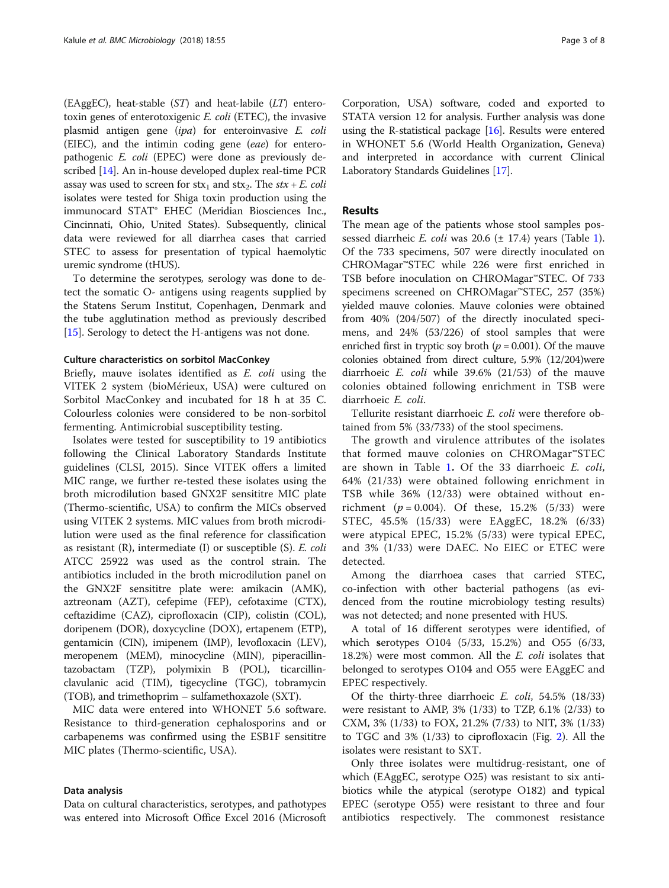(EAggEC), heat-stable (*ST*) and heat-labile (*LT*) enterotoxin genes of enterotoxigenic *E. coli* (ETEC), the invasive plasmid antigen gene (*ipa*) for enteroinvasive *E. coli* (EIEC), and the intimin coding gene (*eae*) for enteropathogenic *E. coli* (EPEC) were done as previously described [14]. An in-house developed duplex real-time PCR assay was used to screen for $stx_1$ and $stx_2$. The *stx* + *E. coli* isolates were tested for Shiga toxin production using the immunocard STAT® EHEC (Meridian Biosciences Inc., Cincinnati, Ohio, United States). Subsequently, clinical data were reviewed for all diarrhea cases that carried STEC to assess for presentation of typical haemolytic uremic syndrome (tHUS).

To determine the serotypes, serology was done to detect the somatic O- antigens using reagents supplied by the Statens Serum Institut, Copenhagen, Denmark and the tube agglutination method as previously described [15]. Serology to detect the H-antigens was not done.

#### Culture characteristics on sorbitol MacConkey

Briefly, mauve isolates identified as *E. coli* using the VITEK 2 system (bioMérieux, USA) were cultured on Sorbitol MacConkey and incubated for 18 h at 35 C. Colourless colonies were considered to be non-sorbitol fermenting. Antimicrobial susceptibility testing.

Isolates were tested for susceptibility to 19 antibiotics following the Clinical Laboratory Standards Institute guidelines (CLSI, 2015). Since VITEK offers a limited MIC range, we further re-tested these isolates using the broth microdilution based GNX2F sensititre MIC plate (Thermo-scientific, USA) to confirm the MICs observed using VITEK 2 systems. MIC values from broth microdilution were used as the final reference for classification as resistant (R), intermediate (I) or susceptible (S). *E. coli* ATCC 25922 was used as the control strain. The antibiotics included in the broth microdilution panel on the GNX2F sensititre plate were: amikacin (AMK), aztreonam (AZT), cefepime (FEP), cefotaxime (CTX), ceftazidime (CAZ), ciprofloxacin (CIP), colistin (COL), doripenem (DOR), doxycycline (DOX), ertapenem (ETP), gentamicin (CIN), imipenem (IMP), levofloxacin (LEV), meropenem (MEM), minocycline (MIN), piperacillin-tazobactam (TZP), polymixin B (POL), ticarcillin-clavulanic acid (TIM), tigecycline (TGC), tobramycin (TOB), and trimethoprim – sulfamethoxazole (SXT).

MIC data were entered into WHONET 5.6 software. Resistance to third-generation cephalosporins and or carbapenems was confirmed using the ESB1F sensititre MIC plates (Thermo-scientific, USA).

#### Data analysis

Data on cultural characteristics, serotypes, and pathotypes was entered into Microsoft Office Excel 2016 (Microsoft Corporation, USA) software, coded and exported to STATA version 12 for analysis. Further analysis was done using the R-statistical package [16]. Results were entered in WHONET 5.6 (World Health Organization, Geneva) and interpreted in accordance with current Clinical Laboratory Standards Guidelines [17].

## Results

The mean age of the patients whose stool samples possessed diarrheic *E. coli* was 20.6 (± 17.4) years (Table 1). Of the 733 specimens, 507 were directly inoculated on CHROMagar™STEC while 226 were first enriched in TSB before inoculation on CHROMagar™STEC. Of 733 specimens screened on CHROMagar™STEC, 257 (35%) yielded mauve colonies. Mauve colonies were obtained from 40% (204/507) of the directly inoculated specimens, and 24% (53/226) of stool samples that were enriched first in tryptic soy broth ($p = 0.001$). Of the mauve colonies obtained from direct culture, 5.9% (12/204)were diarrhoeic *E. coli* while 39.6% (21/53) of the mauve colonies obtained following enrichment in TSB were diarrhoeic *E. coli*.

Tellurite resistant diarrhoeic *E. coli* were therefore obtained from 5% (33/733) of the stool specimens.

The growth and virulence attributes of the isolates that formed mauve colonies on CHROMagar™STEC are shown in Table 1**.** Of the 33 diarrhoeic *E. coli*, 64% (21/33) were obtained following enrichment in TSB while 36% (12/33) were obtained without enrichment ($p = 0.004$). Of these, 15.2% (5/33) were STEC, 45.5% (15/33) were EAggEC, 18.2% (6/33) were atypical EPEC, 15.2% (5/33) were typical EPEC, and 3% (1/33) were DAEC. No EIEC or ETEC were detected.

Among the diarrhoea cases that carried STEC, co-infection with other bacterial pathogens (as evidenced from the routine microbiology testing results) was not detected; and none presented with HUS.

A total of 16 different serotypes were identified, of which **s**erotypes O104 (5/33, 15.2%) and O55 (6/33, 18.2%) were most common. All the *E. coli* isolates that belonged to serotypes O104 and O55 were EAggEC and EPEC respectively.

Of the thirty-three diarrhoeic *E. coli*, 54.5% (18/33) were resistant to AMP, 3% (1/33) to TZP, 6.1% (2/33) to CXM, 3% (1/33) to FOX, 21.2% (7/33) to NIT, 3% (1/33) to TGC and 3% (1/33) to ciprofloxacin (Fig. 2). All the isolates were resistant to SXT.

Only three isolates were multidrug-resistant, one of which (EAggEC, serotype O25) was resistant to six antibiotics while the atypical (serotype O182) and typical EPEC (serotype O55) were resistant to three and four antibiotics respectively. The commonest resistance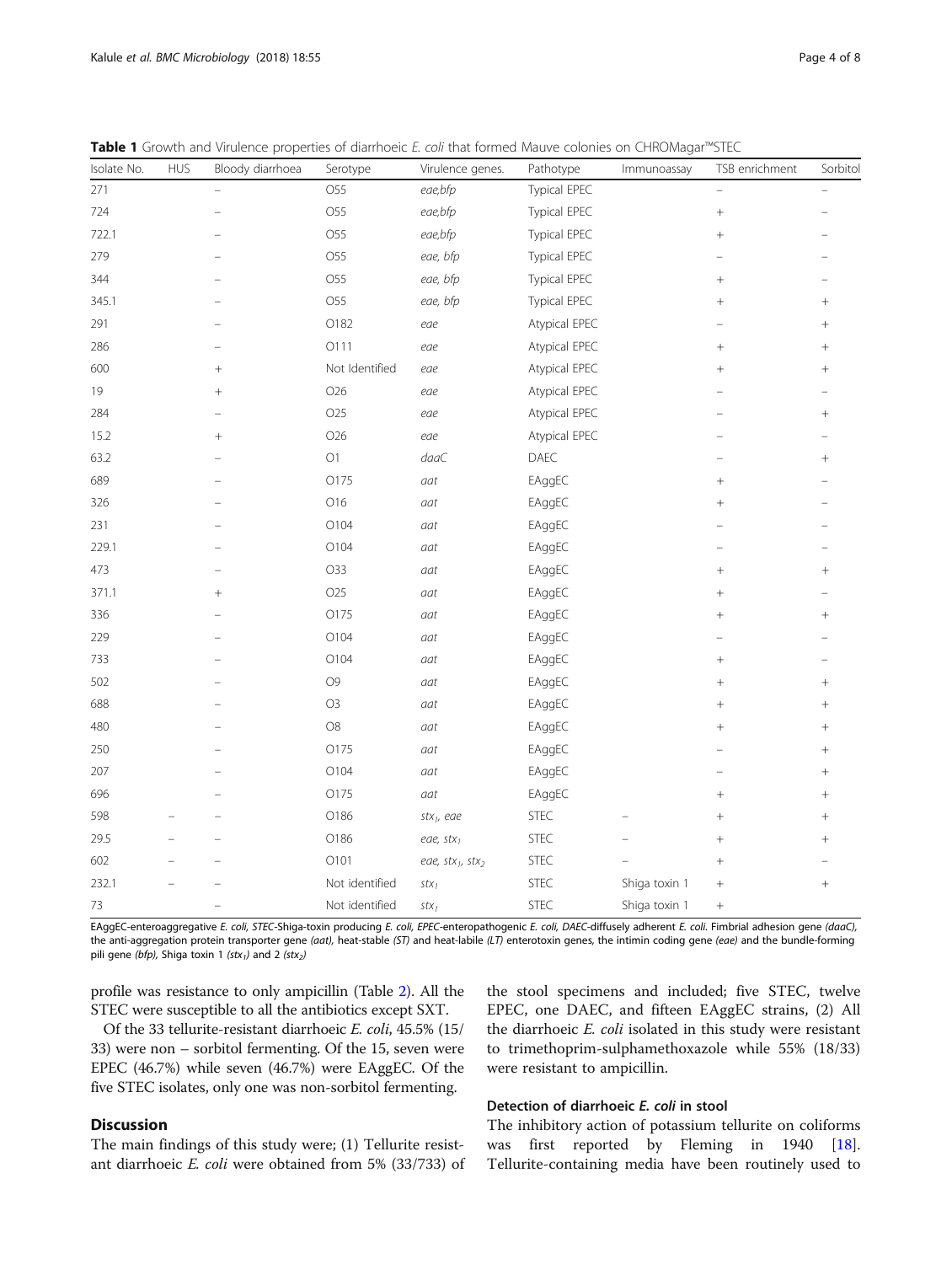**Table 1** Growth and Virulence properties of diarrhoeic *E. coli* that formed Mauve colonies on CHROMagar™STEC

| Isolate No. | HUS | Bloody diarrhoea | Serotype | Virulence genes. | Pathotype | Immunoassay | TSB enrichment | Sorbitol |
|---|---|---|---|---|---|---|---|---|
| 271 | | – | O55 | *eae,bfp* | Typical EPEC | | – | – |
| 724 | | – | O55 | *eae,bfp* | Typical EPEC | | + | – |
| 722.1 | | – | O55 | *eae,bfp* | Typical EPEC | | + | – |
| 279 | | – | O55 | *eae, bfp* | Typical EPEC | | – | – |
| 344 | | – | O55 | *eae, bfp* | Typical EPEC | | + | – |
| 345.1 | | – | O55 | *eae, bfp* | Typical EPEC | | + | + |
| 291 | | – | O182 | *eae* | Atypical EPEC | | – | + |
| 286 | | – | O111 | *eae* | Atypical EPEC | | + | + |
| 600 | | + | Not Identified | *eae* | Atypical EPEC | | + | + |
| 19 | | + | O26 | *eae* | Atypical EPEC | | – | – |
| 284 | | – | O25 | *eae* | Atypical EPEC | | – | + |
| 15.2 | | + | O26 | *eae* | Atypical EPEC | | – | – |
| 63.2 | | – | O1 | *daaC* | DAEC | | – | + |
| 689 | | – | O175 | *aat* | EAggEC | | + | – |
| 326 | | – | O16 | *aat* | EAggEC | | + | – |
| 231 | | – | O104 | *aat* | EAggEC | | – | – |
| 229.1 | | – | O104 | *aat* | EAggEC | | – | – |
| 473 | | – | O33 | *aat* | EAggEC | | + | + |
| 371.1 | | + | O25 | *aat* | EAggEC | | + | – |
| 336 | | – | O175 | *aat* | EAggEC | | + | + |
| 229 | | – | O104 | *aat* | EAggEC | | – | – |
| 733 | | – | O104 | *aat* | EAggEC | | + | – |
| 502 | | – | O9 | *aat* | EAggEC | | + | + |
| 688 | | – | O3 | *aat* | EAggEC | | + | + |
| 480 | | – | O8 | *aat* | EAggEC | | + | + |
| 250 | | – | O175 | *aat* | EAggEC | | – | + |
| 207 | | – | O104 | *aat* | EAggEC | | – | + |
| 696 | | – | O175 | *aat* | EAggEC | | + | + |
| 598 | – | – | O186 | $stx_1$, *eae* | STEC | – | + | + |
| 29.5 | – | – | O186 | *eae*, $stx_1$ | STEC | – | + | + |
| 602 | – | – | O101 | *eae*, $stx_1$, $stx_2$ | STEC | – | + | – |
| 232.1 | – | – | Not identified | $stx_1$ | STEC | Shiga toxin 1 | + | + |
| 73 | | – | Not identified | $stx_1$ | STEC | Shiga toxin 1 | + | |

EAggEC-enteroaggregative *E. coli*, STEC-Shiga-toxin producing *E. coli*, EPEC-enteropathogenic *E. coli*, DAEC-diffusely adherent *E. coli*. Fimbrial adhesion gene *(daaC)*, the anti-aggregation protein transporter gene *(aat)*, heat-stable *(ST)* and heat-labile *(LT)* enterotoxin genes, the intimin coding gene *(eae)* and the bundle-forming pili gene *(bfp)*, Shiga toxin 1 *(stx₁)* and 2 *(stx₂)*

profile was resistance to only ampicillin (Table 2). All the STEC were susceptible to all the antibiotics except SXT.

Of the 33 tellurite-resistant diarrhoeic *E. coli*, 45.5% (15/33) were non – sorbitol fermenting. Of the 15, seven were EPEC (46.7%) while seven (46.7%) were EAggEC. Of the five STEC isolates, only one was non-sorbitol fermenting.

## Discussion

The main findings of this study were; (1) Tellurite resistant diarrhoeic *E. coli* were obtained from 5% (33/733) of the stool specimens and included; five STEC, twelve EPEC, one DAEC, and fifteen EAggEC strains, (2) All the diarrhoeic *E. coli* isolated in this study were resistant to trimethoprim-sulphamethoxazole while 55% (18/33) were resistant to ampicillin.

### Detection of diarrhoeic *E. coli* in stool

The inhibitory action of potassium tellurite on coliforms was first reported by Fleming in 1940 [18]. Tellurite-containing media have been routinely used to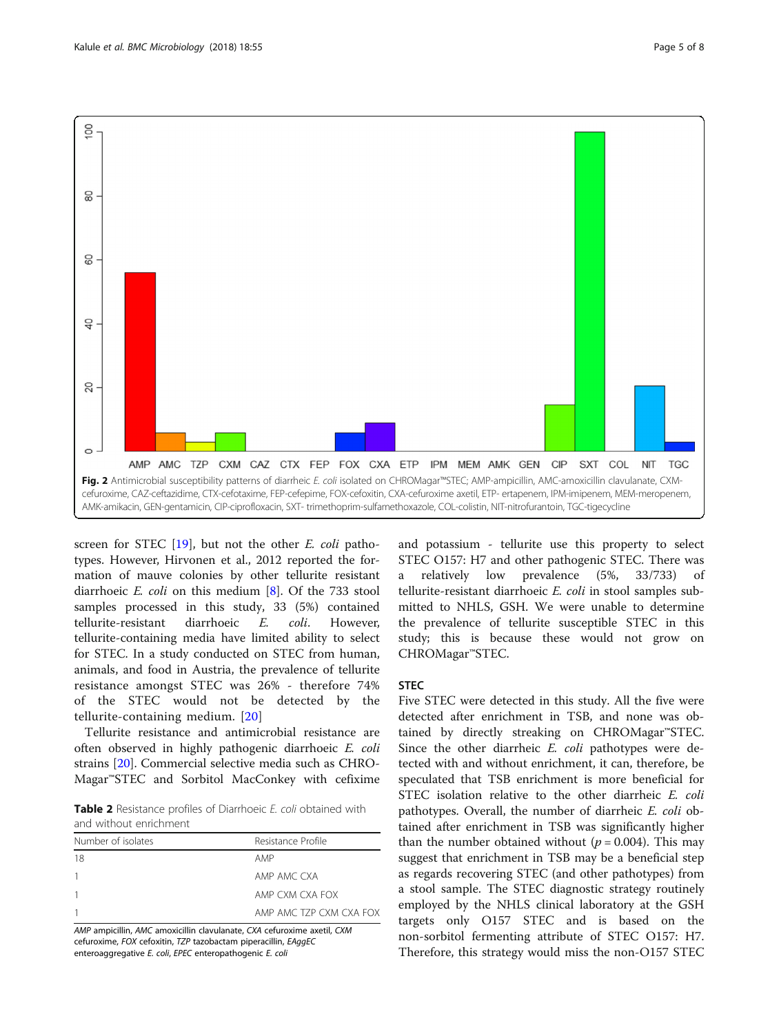Fig. 2 Antimicrobial susceptibility patterns of diarrheic *E. coli* isolated on CHROMagar™STEC; AMP-ampicillin, AMC-amoxicillin clavulanate, CXM-cefuroxime, CAZ-ceftazidime, CTX-cefotaxime, FEP-cefepime, FOX-cefoxitin, CXA-cefuroxime axetil, ETP- ertapenem, IPM-imipenem, MEM-meropenem, AMK-amikacin, GEN-gentamicin, CIP-ciprofloxacin, SXT- trimethoprim-sulfamethoxazole, COL-colistin, NIT-nitrofurantoin, TGC-tigecycline

screen for STEC [19], but not the other *E. coli* pathotypes. However, Hirvonen et al., 2012 reported the formation of mauve colonies by other tellurite resistant diarrhoeic *E. coli* on this medium [8]. Of the 733 stool samples processed in this study, 33 (5%) contained tellurite-resistant diarrhoeic *E. coli*. However, tellurite-containing media have limited ability to select for STEC. In a study conducted on STEC from human, animals, and food in Austria, the prevalence of tellurite resistance amongst STEC was 26% - therefore 74% of the STEC would not be detected by the tellurite-containing medium. [20]

Tellurite resistance and antimicrobial resistance are often observed in highly pathogenic diarrhoeic *E. coli* strains [20]. Commercial selective media such as CHROMagar™STEC and Sorbitol MacConkey with cefixime and potassium - tellurite use this property to select STEC O157: H7 and other pathogenic STEC. There was a relatively low prevalence (5%, 33/733) of tellurite-resistant diarrhoeic *E. coli* in stool samples submitted to NHLS, GSH. We were unable to determine the prevalence of tellurite susceptible STEC in this study; this is because these would not grow on CHROMagar™STEC.

**Table 2** Resistance profiles of Diarrhoeic *E. coli* obtained with and without enrichment

| Number of isolates | Resistance Profile |
| --- | --- |
| 18 | AMP |
| 1 | AMP AMC CXA |
| 1 | AMP CXM CXA FOX |
| 1 | AMP AMC TZP CXM CXA FOX |

*AMP* ampicillin, *AMC* amoxicillin clavulanate, *CXA* cefuroxime axetil, *CXM* cefuroxime, *FOX* cefoxitin, *TZP* tazobactam piperacillin, *EAggEC* enteroaggregative *E. coli*, *EPEC* enteropathogenic *E. coli*

## STEC

Five STEC were detected in this study. All the five were detected after enrichment in TSB, and none was obtained by directly streaking on CHROMagar™STEC. Since the other diarrheic *E. coli* pathotypes were detected with and without enrichment, it can, therefore, be speculated that TSB enrichment is more beneficial for STEC isolation relative to the other diarrheic *E. coli* pathotypes. Overall, the number of diarrheic *E. coli* obtained after enrichment in TSB was significantly higher than the number obtained without ($p = 0.004$). This may suggest that enrichment in TSB may be a beneficial step as regards recovering STEC (and other pathotypes) from a stool sample. The STEC diagnostic strategy routinely employed by the NHLS clinical laboratory at the GSH targets only O157 STEC and is based on the non-sorbitol fermenting attribute of STEC O157: H7. Therefore, this strategy would miss the non-O157 STEC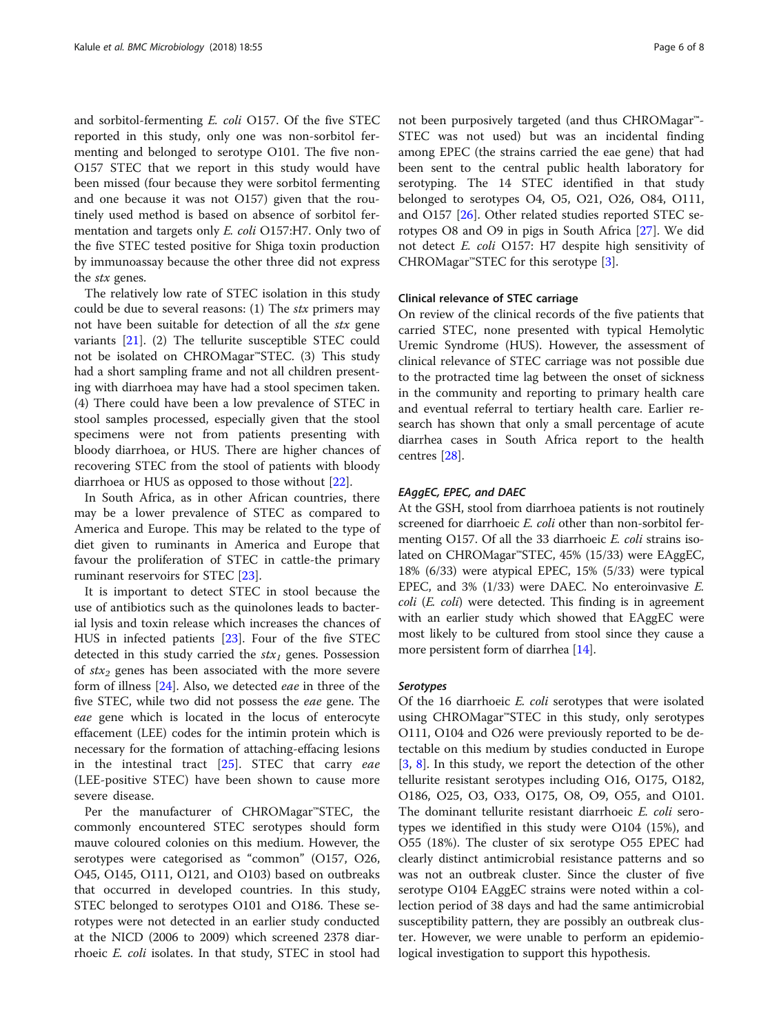and sorbitol-fermenting *E. coli* O157. Of the five STEC reported in this study, only one was non-sorbitol fermenting and belonged to serotype O101. The five non-O157 STEC that we report in this study would have been missed (four because they were sorbitol fermenting and one because it was not O157) given that the routinely used method is based on absence of sorbitol fermentation and targets only *E. coli* O157:H7. Only two of the five STEC tested positive for Shiga toxin production by immunoassay because the other three did not express the *stx* genes.

The relatively low rate of STEC isolation in this study could be due to several reasons: (1) The *stx* primers may not have been suitable for detection of all the *stx* gene variants [21]. (2) The tellurite susceptible STEC could not be isolated on CHROMagar™STEC. (3) This study had a short sampling frame and not all children presenting with diarrhoea may have had a stool specimen taken. (4) There could have been a low prevalence of STEC in stool samples processed, especially given that the stool specimens were not from patients presenting with bloody diarrhoea, or HUS. There are higher chances of recovering STEC from the stool of patients with bloody diarrhoea or HUS as opposed to those without [22].

In South Africa, as in other African countries, there may be a lower prevalence of STEC as compared to America and Europe. This may be related to the type of diet given to ruminants in America and Europe that favour the proliferation of STEC in cattle-the primary ruminant reservoirs for STEC [23].

It is important to detect STEC in stool because the use of antibiotics such as the quinolones leads to bacterial lysis and toxin release which increases the chances of HUS in infected patients [23]. Four of the five STEC detected in this study carried the $stx_1$ genes. Possession of $stx_2$ genes has been associated with the more severe form of illness [24]. Also, we detected *eae* in three of the five STEC, while two did not possess the *eae* gene. The *eae* gene which is located in the locus of enterocyte effacement (LEE) codes for the intimin protein which is necessary for the formation of attaching-effacing lesions in the intestinal tract [25]. STEC that carry *eae* (LEE-positive STEC) have been shown to cause more severe disease.

Per the manufacturer of CHROMagar™STEC, the commonly encountered STEC serotypes should form mauve coloured colonies on this medium. However, the serotypes were categorised as "common" (O157, O26, O45, O145, O111, O121, and O103) based on outbreaks that occurred in developed countries. In this study, STEC belonged to serotypes O101 and O186. These serotypes were not detected in an earlier study conducted at the NICD (2006 to 2009) which screened 2378 diarrhoeic *E. coli* isolates. In that study, STEC in stool had not been purposively targeted (and thus CHROMagar™-STEC was not used) but was an incidental finding among EPEC (the strains carried the eae gene) that had been sent to the central public health laboratory for serotyping. The 14 STEC identified in that study belonged to serotypes O4, O5, O21, O26, O84, O111, and O157 [26]. Other related studies reported STEC serotypes O8 and O9 in pigs in South Africa [27]. We did not detect *E. coli* O157: H7 despite high sensitivity of CHROMagar™STEC for this serotype [3].

### Clinical relevance of STEC carriage

On review of the clinical records of the five patients that carried STEC, none presented with typical Hemolytic Uremic Syndrome (HUS). However, the assessment of clinical relevance of STEC carriage was not possible due to the protracted time lag between the onset of sickness in the community and reporting to primary health care and eventual referral to tertiary health care. Earlier research has shown that only a small percentage of acute diarrhea cases in South Africa report to the health centres [28].

### *EAggEC, EPEC, and DAEC*

At the GSH, stool from diarrhoea patients is not routinely screened for diarrhoeic *E. coli* other than non-sorbitol fermenting O157. Of all the 33 diarrhoeic *E. coli* strains isolated on CHROMagar™STEC, 45% (15/33) were EAggEC, 18% (6/33) were atypical EPEC, 15% (5/33) were typical EPEC, and 3% (1/33) were DAEC. No enteroinvasive *E. coli* (*E. coli*) were detected. This finding is in agreement with an earlier study which showed that EAggEC were most likely to be cultured from stool since they cause a more persistent form of diarrhea [14].

### *Serotypes*

Of the 16 diarrhoeic *E. coli* serotypes that were isolated using CHROMagar™STEC in this study, only serotypes O111, O104 and O26 were previously reported to be detectable on this medium by studies conducted in Europe [3, 8]. In this study, we report the detection of the other tellurite resistant serotypes including O16, O175, O182, O186, O25, O3, O33, O175, O8, O9, O55, and O101. The dominant tellurite resistant diarrhoeic *E. coli* serotypes we identified in this study were O104 (15%), and O55 (18%). The cluster of six serotype O55 EPEC had clearly distinct antimicrobial resistance patterns and so was not an outbreak cluster. Since the cluster of five serotype O104 EAggEC strains were noted within a collection period of 38 days and had the same antimicrobial susceptibility pattern, they are possibly an outbreak cluster. However, we were unable to perform an epidemiological investigation to support this hypothesis.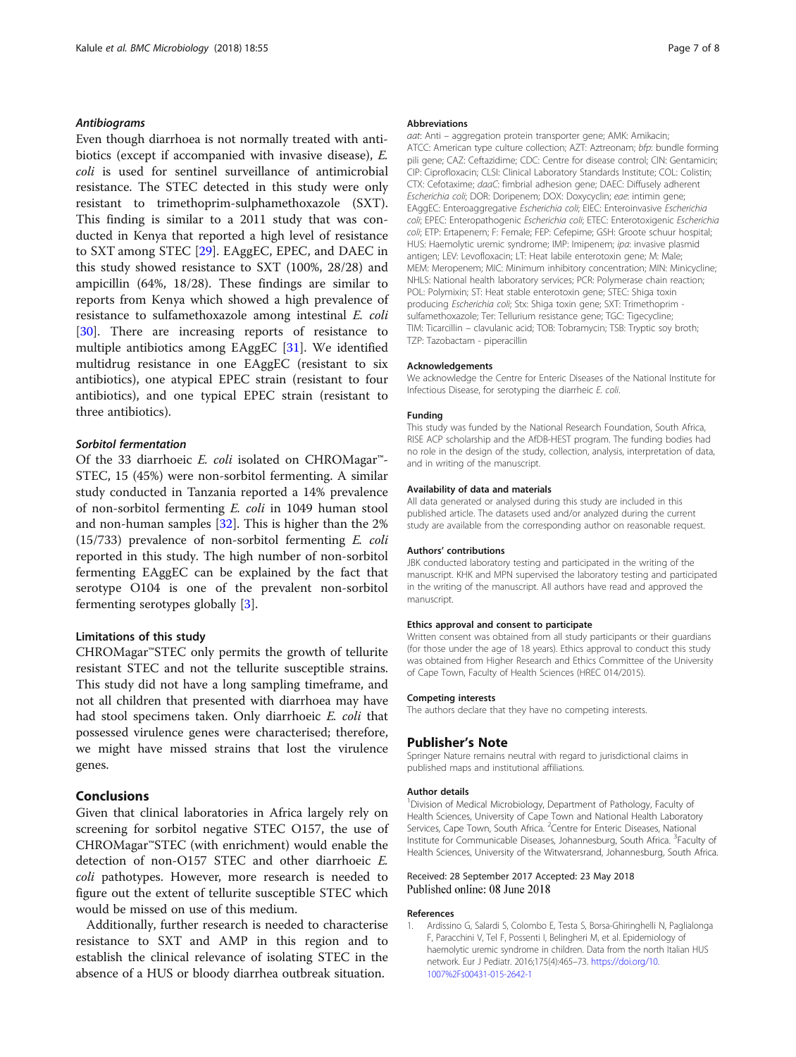### *Antibiograms*

Even though diarrhoea is not normally treated with antibiotics (except if accompanied with invasive disease), *E. coli* is used for sentinel surveillance of antimicrobial resistance. The STEC detected in this study were only resistant to trimethoprim-sulphamethoxazole (SXT). This finding is similar to a 2011 study that was conducted in Kenya that reported a high level of resistance to SXT among STEC [29]. EAggEC, EPEC, and DAEC in this study showed resistance to SXT (100%, 28/28) and ampicillin (64%, 18/28). These findings are similar to reports from Kenya which showed a high prevalence of resistance to sulfamethoxazole among intestinal *E. coli* [30]. There are increasing reports of resistance to multiple antibiotics among EAggEC [31]. We identified multidrug resistance in one EAggEC (resistant to six antibiotics), one atypical EPEC strain (resistant to four antibiotics), and one typical EPEC strain (resistant to three antibiotics).

### *Sorbitol fermentation*

Of the 33 diarrhoeic *E. coli* isolated on CHROMagar™-STEC, 15 (45%) were non-sorbitol fermenting. A similar study conducted in Tanzania reported a 14% prevalence of non-sorbitol fermenting *E. coli* in 1049 human stool and non-human samples [32]. This is higher than the 2% (15/733) prevalence of non-sorbitol fermenting *E. coli* reported in this study. The high number of non-sorbitol fermenting EAggEC can be explained by the fact that serotype O104 is one of the prevalent non-sorbitol fermenting serotypes globally [3].

### Limitations of this study

CHROMagar™STEC only permits the growth of tellurite resistant STEC and not the tellurite susceptible strains. This study did not have a long sampling timeframe, and not all children that presented with diarrhoea may have had stool specimens taken. Only diarrhoeic *E. coli* that possessed virulence genes were characterised; therefore, we might have missed strains that lost the virulence genes.

## Conclusions

Given that clinical laboratories in Africa largely rely on screening for sorbitol negative STEC O157, the use of CHROMagar™STEC (with enrichment) would enable the detection of non-O157 STEC and other diarrhoeic *E. coli* pathotypes. However, more research is needed to figure out the extent of tellurite susceptible STEC which would be missed on use of this medium.

Additionally, further research is needed to characterise resistance to SXT and AMP in this region and to establish the clinical relevance of isolating STEC in the absence of a HUS or bloody diarrhea outbreak situation.

#### Abbreviations

*aat*: Anti – aggregation protein transporter gene; AMK: Amikacin; ATCC: American type culture collection; AZT: Aztreonam; *bfp*: bundle forming pili gene; CAZ: Ceftazidime; CDC: Centre for disease control; CIN: Gentamicin; CIP: Ciprofloxacin; CLSI: Clinical Laboratory Standards Institute; COL: Colistin; CTX: Cefotaxime; *daaC*: fimbrial adhesion gene; DAEC: Diffusely adherent *Escherichia coli*; DOR: Doripenem; DOX: Doxycyclin; *eae*: intimin gene; EAggEC: Enteroaggregative *Escherichia coli*; EIEC: Enteroinvasive *Escherichia coli*; EPEC: Enteropathogenic *Escherichia coli*; ETEC: Enterotoxigenic *Escherichia coli*; ETP: Ertapenem; F: Female; FEP: Cefepime; GSH: Groote schuur hospital; HUS: Haemolytic uremic syndrome; IMP: Imipenem; *ipa*: invasive plasmid antigen; LEV: Levofloxacin; LT: Heat labile enterotoxin gene; M: Male; MEM: Meropenem; MIC: Minimum inhibitory concentration; MIN: Minicycline; NHLS: National health laboratory services; PCR: Polymerase chain reaction; POL: Polymixin; ST: Heat stable enterotoxin gene; STEC: Shiga toxin producing *Escherichia coli*; Stx: Shiga toxin gene; SXT: Trimethoprim - sulfamethoxazole; Ter: Tellurium resistance gene; TGC: Tigecycline; TIM: Ticarcillin – clavulanic acid; TOB: Tobramycin; TSB: Tryptic soy broth; TZP: Tazobactam - piperacillin

#### Acknowledgements

We acknowledge the Centre for Enteric Diseases of the National Institute for Infectious Disease, for serotyping the diarrheic *E. coli*.

#### Funding

This study was funded by the National Research Foundation, South Africa, RISE ACP scholarship and the AfDB-HEST program. The funding bodies had no role in the design of the study, collection, analysis, interpretation of data, and in writing of the manuscript.

#### Availability of data and materials

All data generated or analysed during this study are included in this published article. The datasets used and/or analyzed during the current study are available from the corresponding author on reasonable request.

#### Authors' contributions

JBK conducted laboratory testing and participated in the writing of the manuscript. KHK and MPN supervised the laboratory testing and participated in the writing of the manuscript. All authors have read and approved the manuscript.

#### Ethics approval and consent to participate

Written consent was obtained from all study participants or their guardians (for those under the age of 18 years). Ethics approval to conduct this study was obtained from Higher Research and Ethics Committee of the University of Cape Town, Faculty of Health Sciences (HREC 014/2015).

#### Competing interests

The authors declare that they have no competing interests.

## Publisher's Note

Springer Nature remains neutral with regard to jurisdictional claims in published maps and institutional affiliations.

#### Author details

[1]Division of Medical Microbiology, Department of Pathology, Faculty of Health Sciences, University of Cape Town and National Health Laboratory Services, Cape Town, South Africa. [2]Centre for Enteric Diseases, National Institute for Communicable Diseases, Johannesburg, South Africa. [3]Faculty of Health Sciences, University of the Witwatersrand, Johannesburg, South Africa.

Received: 28 September 2017 Accepted: 23 May 2018
Published online: 08 June 2018

#### References

1. Ardissino G, Salardi S, Colombo E, Testa S, Borsa-Ghiringhelli N, Paglialonga F, Paracchini V, Tel F, Possenti I, Belingheri M, et al. Epidemiology of haemolytic uremic syndrome in children. Data from the north Italian HUS network. Eur J Pediatr. 2016;175(4):465–73. https://doi.org/10.1007%2Fs00431-015-2642-1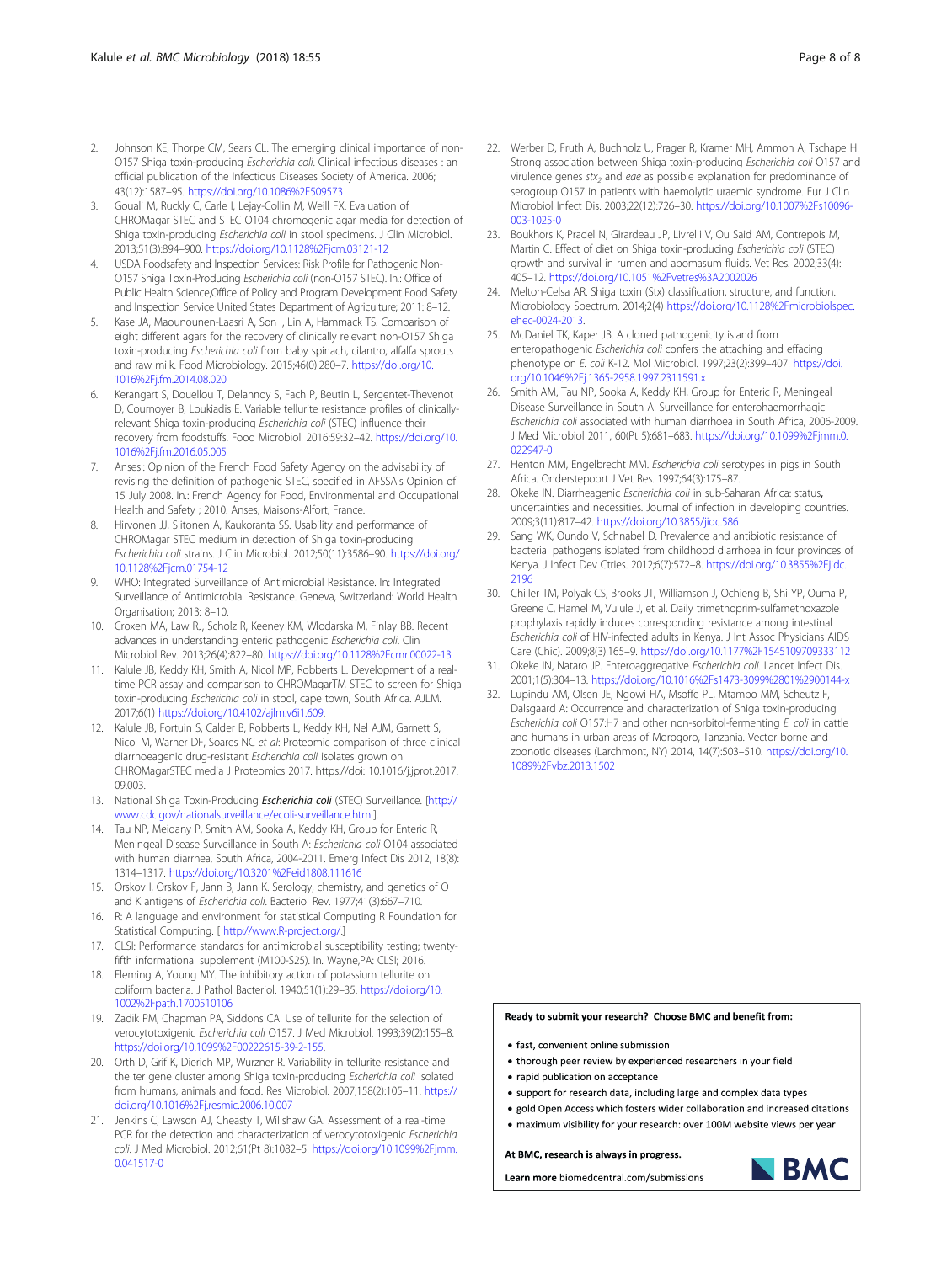2. Johnson KE, Thorpe CM, Sears CL. The emerging clinical importance of non-O157 Shiga toxin-producing *Escherichia coli*. Clinical infectious diseases : an official publication of the Infectious Diseases Society of America. 2006; 43(12):1587–95. https://doi.org/10.1086%2F509573
3. Gouali M, Ruckly C, Carle I, Lejay-Collin M, Weill FX. Evaluation of CHROMagar STEC and STEC O104 chromogenic agar media for detection of Shiga toxin-producing *Escherichia coli* in stool specimens. J Clin Microbiol. 2013;51(3):894–900. https://doi.org/10.1128%2Fjcm.03121-12
4. USDA Foodsafety and Inspection Services: Risk Profile for Pathogenic Non-O157 Shiga Toxin-Producing *Escherichia coli* (non-O157 STEC). In.: Office of Public Health Science,Office of Policy and Program Development Food Safety and Inspection Service United States Department of Agriculture; 2011: 8–12.
5. Kase JA, Maounounen-Laasri A, Son I, Lin A, Hammack TS. Comparison of eight different agars for the recovery of clinically relevant non-O157 Shiga toxin-producing *Escherichia coli* from baby spinach, cilantro, alfalfa sprouts and raw milk. Food Microbiology. 2015;46(0):280–7. https://doi.org/10.1016%2Fj.fm.2014.08.020
6. Kerangart S, Douellou T, Delannoy S, Fach P, Beutin L, Sergentet-Thevenot D, Cournoyer B, Loukiadis E. Variable tellurite resistance profiles of clinically-relevant Shiga toxin-producing *Escherichia coli* (STEC) influence their recovery from foodstuffs. Food Microbiol. 2016;59:32–42. https://doi.org/10.1016%2Fj.fm.2016.05.005
7. Anses.: Opinion of the French Food Safety Agency on the advisability of revising the definition of pathogenic STEC, specified in AFSSA's Opinion of 15 July 2008. In.: French Agency for Food, Environmental and Occupational Health and Safety ; 2010. Anses, Maisons-Alfort, France.
8. Hirvonen JJ, Siitonen A, Kaukoranta SS. Usability and performance of CHROMagar STEC medium in detection of Shiga toxin-producing *Escherichia coli* strains. J Clin Microbiol. 2012;50(11):3586–90. https://doi.org/10.1128%2Fjcm.01754-12
9. WHO: Integrated Surveillance of Antimicrobial Resistance. In: Integrated Surveillance of Antimicrobial Resistance. Geneva, Switzerland: World Health Organisation; 2013: 8–10.
10. Croxen MA, Law RJ, Scholz R, Keeney KM, Wlodarska M, Finlay BB. Recent advances in understanding enteric pathogenic *Escherichia coli*. Clin Microbiol Rev. 2013;26(4):822–80. https://doi.org/10.1128%2Fcmr.00022-13
11. Kalule JB, Keddy KH, Smith A, Nicol MP, Robberts L. Development of a real-time PCR assay and comparison to CHROMagarTM STEC to screen for Shiga toxin-producing *Escherichia coli* in stool, cape town, South Africa. AJLM. 2017;6(1) https://doi.org/10.4102/ajlm.v6i1.609.
12. Kalule JB, Fortuin S, Calder B, Robberts L, Keddy KH, Nel AJM, Garnett S, Nicol M, Warner DF, Soares NC *et al*: Proteomic comparison of three clinical diarrhoeagenic drug-resistant *Escherichia coli* isolates grown on CHROMagarSTEC media J Proteomics 2017. https://doi: 10.1016/j.jprot.2017.09.003.
13. National Shiga Toxin-Producing ***Escherichia coli*** (STEC) Surveillance. [http://www.cdc.gov/nationalsurveillance/ecoli-surveillance.html].
14. Tau NP, Meidany P, Smith AM, Sooka A, Keddy KH, Group for Enteric R, Meningeal Disease Surveillance in South A: *Escherichia coli* O104 associated with human diarrhea, South Africa, 2004-2011. Emerg Infect Dis 2012, 18(8): 1314–1317. https://doi.org/10.3201%2Feid1808.111616
15. Orskov I, Orskov F, Jann B, Jann K. Serology, chemistry, and genetics of O and K antigens of *Escherichia coli*. Bacteriol Rev. 1977;41(3):667–710.
16. R: A language and environment for statistical Computing R Foundation for Statistical Computing. [ http://www.R-project.org/.]
17. CLSI: Performance standards for antimicrobial susceptibility testing; twenty-fifth informational supplement (M100-S25). In. Wayne,PA: CLSI; 2016.
18. Fleming A, Young MY. The inhibitory action of potassium tellurite on coliform bacteria. J Pathol Bacteriol. 1940;51(1):29–35. https://doi.org/10.1002%2Fpath.1700510106
19. Zadik PM, Chapman PA, Siddons CA. Use of tellurite for the selection of verocytotoxigenic *Escherichia coli* O157. J Med Microbiol. 1993;39(2):155–8. https://doi.org/10.1099%2F00222615-39-2-155.
20. Orth D, Grif K, Dierich MP, Wurzner R. Variability in tellurite resistance and the ter gene cluster among Shiga toxin-producing *Escherichia coli* isolated from humans, animals and food. Res Microbiol. 2007;158(2):105–11. https://doi.org/10.1016%2Fj.resmic.2006.10.007
21. Jenkins C, Lawson AJ, Cheasty T, Willshaw GA. Assessment of a real-time PCR for the detection and characterization of verocytotoxigenic *Escherichia coli*. J Med Microbiol. 2012;61(Pt 8):1082–5. https://doi.org/10.1099%2Fjmm.0.041517-0
22. Werber D, Fruth A, Buchholz U, Prager R, Kramer MH, Ammon A, Tschape H. Strong association between Shiga toxin-producing *Escherichia coli* O157 and virulence genes *stx*$_2$ and *eae* as possible explanation for predominance of serogroup O157 in patients with haemolytic uraemic syndrome. Eur J Clin Microbiol Infect Dis. 2003;22(12):726–30. https://doi.org/10.1007%2Fs10096-003-1025-0
23. Boukhors K, Pradel N, Girardeau JP, Livrelli V, Ou Said AM, Contrepois M, Martin C. Effect of diet on Shiga toxin-producing *Escherichia coli* (STEC) growth and survival in rumen and abomasum fluids. Vet Res. 2002;33(4): 405–12. https://doi.org/10.1051%2Fvetres%3A2002026
24. Melton-Celsa AR. Shiga toxin (Stx) classification, structure, and function. Microbiology Spectrum. 2014;2(4) https://doi.org/10.1128%2Fmicrobiolspec.ehec-0024-2013.
25. McDaniel TK, Kaper JB. A cloned pathogenicity island from enteropathogenic *Escherichia coli* confers the attaching and effacing phenotype on *E. coli* K-12. Mol Microbiol. 1997;23(2):399–407. https://doi.org/10.1046%2Fj.1365-2958.1997.2311591.x
26. Smith AM, Tau NP, Sooka A, Keddy KH, Group for Enteric R, Meningeal Disease Surveillance in South A: Surveillance for enterohaemorrhagic *Escherichia coli* associated with human diarrhoea in South Africa, 2006-2009. J Med Microbiol 2011, 60(Pt 5):681–683. https://doi.org/10.1099%2Fjmm.0.022947-0
27. Henton MM, Engelbrecht MM. *Escherichia coli* serotypes in pigs in South Africa. Onderstepoort J Vet Res. 1997;64(3):175–87.
28. Okeke IN. Diarrheagenic *Escherichia coli* in sub-Saharan Africa: status, uncertainties and necessities. Journal of infection in developing countries. 2009;3(11):817–42. https://doi.org/10.3855/jidc.586
29. Sang WK, Oundo V, Schnabel D. Prevalence and antibiotic resistance of bacterial pathogens isolated from childhood diarrhoea in four provinces of Kenya. J Infect Dev Ctries. 2012;6(7):572–8. https://doi.org/10.3855%2Fjidc.2196
30. Chiller TM, Polyak CS, Brooks JT, Williamson J, Ochieng B, Shi YP, Ouma P, Greene C, Hamel M, Vulule J, et al. Daily trimethoprim-sulfamethoxazole prophylaxis rapidly induces corresponding resistance among intestinal *Escherichia coli* of HIV-infected adults in Kenya. J Int Assoc Physicians AIDS Care (Chic). 2009;8(3):165–9. https://doi.org/10.1177%2F1545109709333112
31. Okeke IN, Nataro JP. Enteroaggregative *Escherichia coli*. Lancet Infect Dis. 2001;1(5):304–13. https://doi.org/10.1016%2Fs1473-3099%2801%2900144-x
32. Lupindu AM, Olsen JE, Ngowi HA, Msoffe PL, Mtambo MM, Scheutz F, Dalsgaard A: Occurrence and characterization of Shiga toxin-producing *Escherichia coli* O157:H7 and other non-sorbitol-fermenting *E. coli* in cattle and humans in urban areas of Morogoro, Tanzania. Vector borne and zoonotic diseases (Larchmont, NY) 2014, 14(7):503–510. https://doi.org/10.1089%2Fvbz.2013.1502

**Ready to submit your research? Choose BMC and benefit from:**

- fast, convenient online submission
- thorough peer review by experienced researchers in your field
- rapid publication on acceptance
- support for research data, including large and complex data types
- gold Open Access which fosters wider collaboration and increased citations
- maximum visibility for your research: over 100M website views per year

**At BMC, research is always in progress.**

**Learn more** biomedcentral.com/submissions

BMC